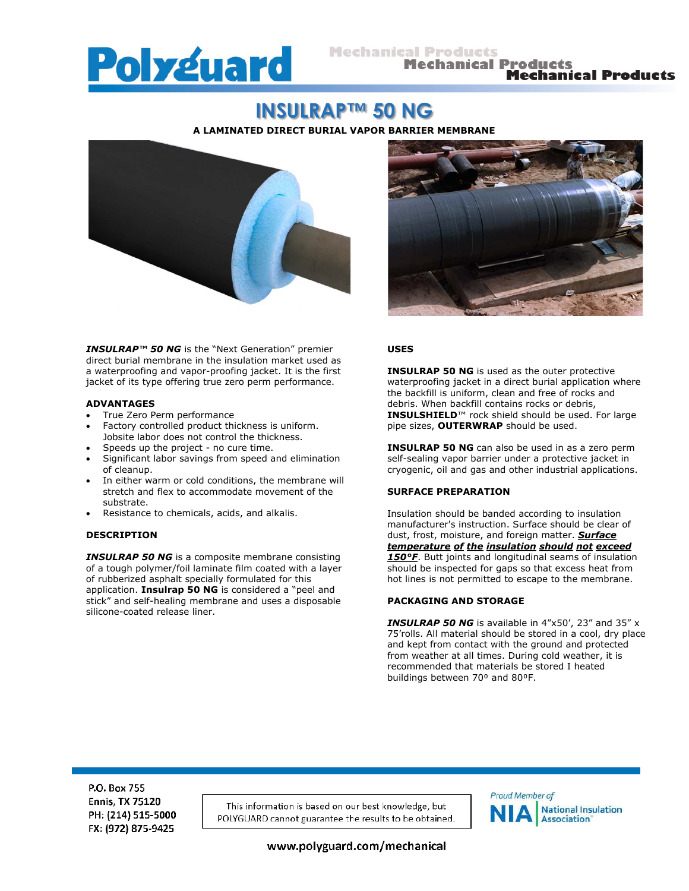Polyguard

Mechanical Products

# INSULRAP™ 50 NG

**A LAMINATED DIRECT BURIAL VAPOR BARRIER MEMBRANE**

***INSULRAP™ 50 NG*** is the "Next Generation" premier direct burial membrane in the insulation market used as a waterproofing and vapor-proofing jacket. It is the first jacket of its type offering true zero perm performance.

## ADVANTAGES

- True Zero Perm performance
- Factory controlled product thickness is uniform. Jobsite labor does not control the thickness.
- Speeds up the project - no cure time.
- Significant labor savings from speed and elimination of cleanup.
- In either warm or cold conditions, the membrane will stretch and flex to accommodate movement of the substrate.
- Resistance to chemicals, acids, and alkalis.

## DESCRIPTION

***INSULRAP 50 NG*** is a composite membrane consisting of a tough polymer/foil laminate film coated with a layer of rubberized asphalt specially formulated for this application. **Insulrap 50 NG** is considered a "peel and stick" and self-healing membrane and uses a disposable silicone-coated release liner.

## USES

**INSULRAP 50 NG** is used as the outer protective waterproofing jacket in a direct burial application where the backfill is uniform, clean and free of rocks and debris. When backfill contains rocks or debris, **INSULSHIELD**™ rock shield should be used. For large pipe sizes, **OUTERWRAP** should be used.

**INSULRAP 50 NG** can also be used in as a zero perm self-sealing vapor barrier under a protective jacket in cryogenic, oil and gas and other industrial applications.

## SURFACE PREPARATION

Insulation should be banded according to insulation manufacturer's instruction. Surface should be clear of dust, frost, moisture, and foreign matter. ***Surface temperature of the insulation should not exceed 150°F***. Butt joints and longitudinal seams of insulation should be inspected for gaps so that excess heat from hot lines is not permitted to escape to the membrane.

## PACKAGING AND STORAGE

***INSULRAP 50 NG*** is available in 4"x50', 23" and 35" x 75'rolls. All material should be stored in a cool, dry place and kept from contact with the ground and protected from weather at all times. During cold weather, it is recommended that materials be stored I heated buildings between 70º and 80ºF.

P.O. Box 755
Ennis, TX 75120
PH: (214) 515-5000
FX: (972) 875-9425

This information is based on our best knowledge, but POLYGUARD cannot guarantee the results to be obtained.

Proud Member of NIA National Insulation Association

www.polyguard.com/mechanical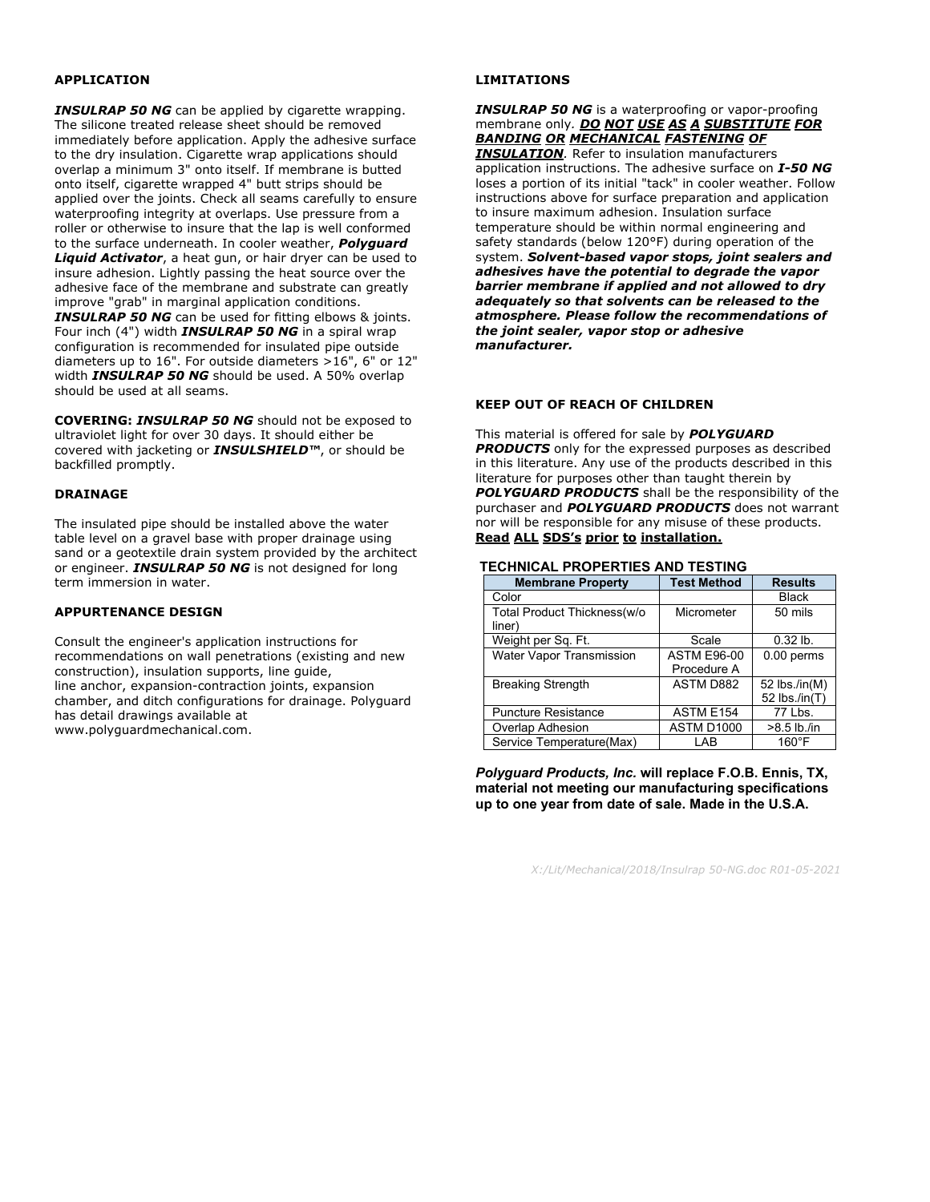## APPLICATION

***INSULRAP 50 NG*** can be applied by cigarette wrapping. The silicone treated release sheet should be removed immediately before application. Apply the adhesive surface to the dry insulation. Cigarette wrap applications should overlap a minimum 3" onto itself. If membrane is butted onto itself, cigarette wrapped 4" butt strips should be applied over the joints. Check all seams carefully to ensure waterproofing integrity at overlaps. Use pressure from a roller or otherwise to insure that the lap is well conformed to the surface underneath. In cooler weather, ***Polyguard Liquid Activator***, a heat gun, or hair dryer can be used to insure adhesion. Lightly passing the heat source over the adhesive face of the membrane and substrate can greatly improve "grab" in marginal application conditions. ***INSULRAP 50 NG*** can be used for fitting elbows & joints. Four inch (4") width ***INSULRAP 50 NG*** in a spiral wrap configuration is recommended for insulated pipe outside diameters up to 16". For outside diameters >16", 6" or 12" width ***INSULRAP 50 NG*** should be used. A 50% overlap should be used at all seams.

**COVERING:** ***INSULRAP 50 NG*** should not be exposed to ultraviolet light for over 30 days. It should either be covered with jacketing or ***INSULSHIELD™***, or should be backfilled promptly.

## DRAINAGE

The insulated pipe should be installed above the water table level on a gravel base with proper drainage using sand or a geotextile drain system provided by the architect or engineer. ***INSULRAP 50 NG*** is not designed for long term immersion in water.

## APPURTENANCE DESIGN

Consult the engineer's application instructions for recommendations on wall penetrations (existing and new construction), insulation supports, line guide, line anchor, expansion-contraction joints, expansion chamber, and ditch configurations for drainage. Polyguard has detail drawings available at www.polyguardmechanical.com.

## LIMITATIONS

***INSULRAP 50 NG*** is a waterproofing or vapor-proofing membrane only. ***DO NOT USE AS A SUBSTITUTE FOR BANDING OR MECHANICAL FASTENING OF INSULATION***. Refer to insulation manufacturers application instructions. The adhesive surface on ***I-50 NG*** loses a portion of its initial "tack" in cooler weather. Follow instructions above for surface preparation and application to insure maximum adhesion. Insulation surface temperature should be within normal engineering and safety standards (below 120°F) during operation of the system. ***Solvent-based vapor stops, joint sealers and adhesives have the potential to degrade the vapor barrier membrane if applied and not allowed to dry adequately so that solvents can be released to the atmosphere. Please follow the recommendations of the joint sealer, vapor stop or adhesive manufacturer.***

## KEEP OUT OF REACH OF CHILDREN

This material is offered for sale by ***POLYGUARD PRODUCTS*** only for the expressed purposes as described in this literature. Any use of the products described in this literature for purposes other than taught therein by ***POLYGUARD PRODUCTS*** shall be the responsibility of the purchaser and ***POLYGUARD PRODUCTS*** does not warrant nor will be responsible for any misuse of these products. **Read ALL SDS's prior to installation.**

## TECHNICAL PROPERTIES AND TESTING

| Membrane Property | Test Method | Results |
|---|---|---|
| Color | | Black |
| Total Product Thickness(w/o liner) | Micrometer | 50 mils |
| Weight per Sq. Ft. | Scale | 0.32 lb. |
| Water Vapor Transmission | ASTM E96-00 Procedure A | 0.00 perms |
| Breaking Strength | ASTM D882 | 52 lbs./in(M) 52 lbs./in(T) |
| Puncture Resistance | ASTM E154 | 77 Lbs. |
| Overlap Adhesion | ASTM D1000 | >8.5 lb./in |
| Service Temperature(Max) | LAB | 160°F |

***Polyguard Products, Inc.*** **will replace F.O.B. Ennis, TX, material not meeting our manufacturing specifications up to one year from date of sale. Made in the U.S.A.**

*X:/Lit/Mechanical/2018/Insulrap 50-NG.doc R01-05-2021*